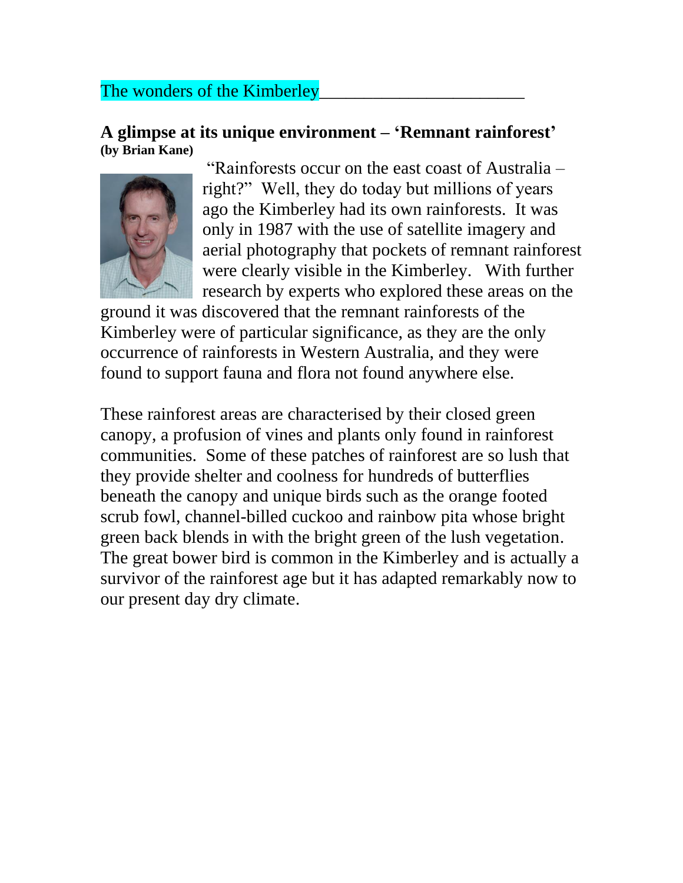The wonders of the Kimberley

## A glimpse at its unique environment – 'Remnant rainforest'

**(by Brian Kane)**

"Rainforests occur on the east coast of Australia – right?" Well, they do today but millions of years ago the Kimberley had its own rainforests. It was only in 1987 with the use of satellite imagery and aerial photography that pockets of remnant rainforest were clearly visible in the Kimberley. With further research by experts who explored these areas on the ground it was discovered that the remnant rainforests of the Kimberley were of particular significance, as they are the only occurrence of rainforests in Western Australia, and they were found to support fauna and flora not found anywhere else.

These rainforest areas are characterised by their closed green canopy, a profusion of vines and plants only found in rainforest communities. Some of these patches of rainforest are so lush that they provide shelter and coolness for hundreds of butterflies beneath the canopy and unique birds such as the orange footed scrub fowl, channel-billed cuckoo and rainbow pita whose bright green back blends in with the bright green of the lush vegetation. The great bower bird is common in the Kimberley and is actually a survivor of the rainforest age but it has adapted remarkably now to our present day dry climate.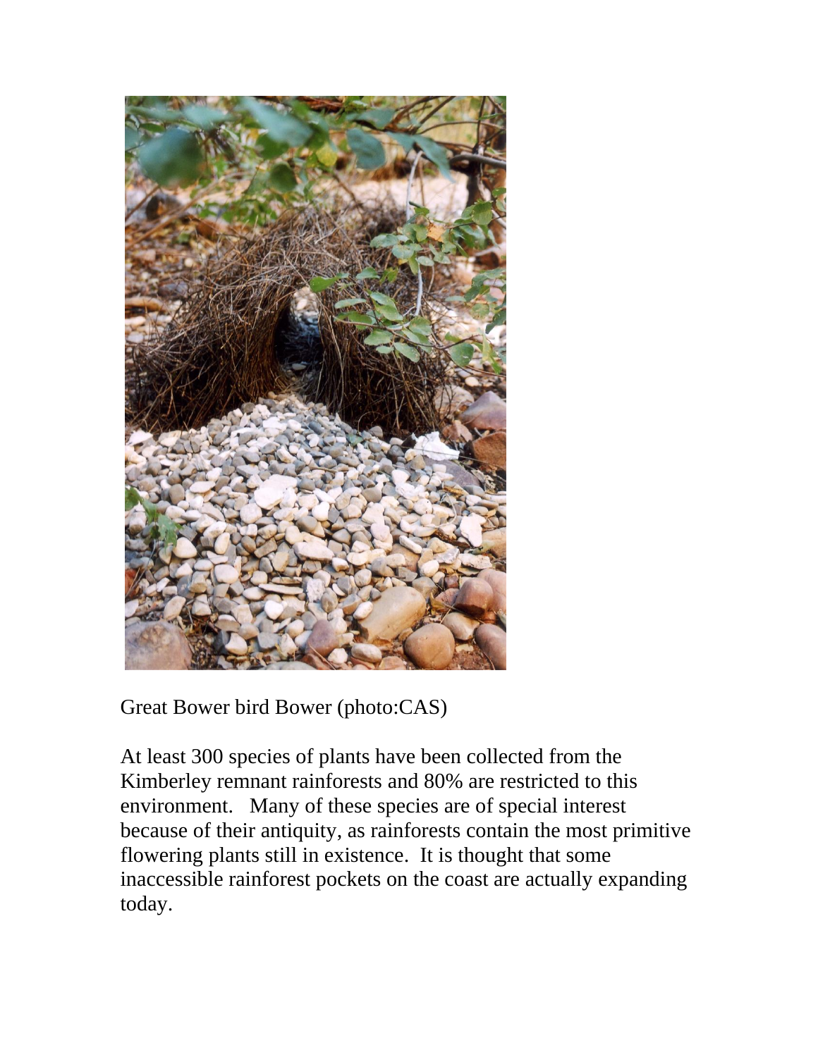Great Bower bird Bower (photo:CAS)

At least 300 species of plants have been collected from the Kimberley remnant rainforests and 80% are restricted to this environment. Many of these species are of special interest because of their antiquity, as rainforests contain the most primitive flowering plants still in existence. It is thought that some inaccessible rainforest pockets on the coast are actually expanding today.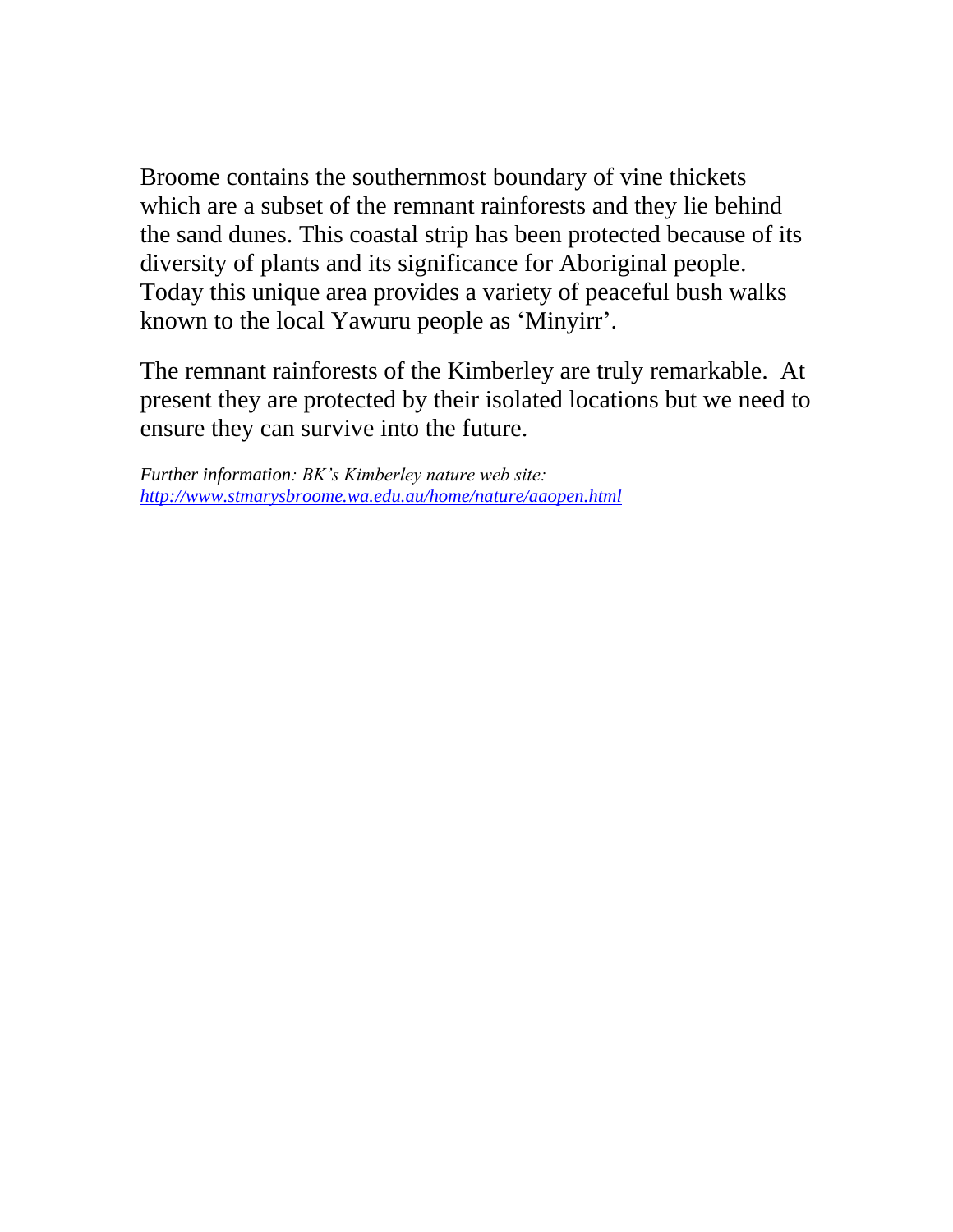Broome contains the southernmost boundary of vine thickets which are a subset of the remnant rainforests and they lie behind the sand dunes. This coastal strip has been protected because of its diversity of plants and its significance for Aboriginal people. Today this unique area provides a variety of peaceful bush walks known to the local Yawuru people as 'Minyirr'.

The remnant rainforests of the Kimberley are truly remarkable. At present they are protected by their isolated locations but we need to ensure they can survive into the future.

*Further information: BK's Kimberley nature web site: [http://www.stmarysbroome.wa.edu.au/home/nature/aaopen.html](http://www.stmarysbroome.wa.edu.au/home/nature/aaopen.html)*